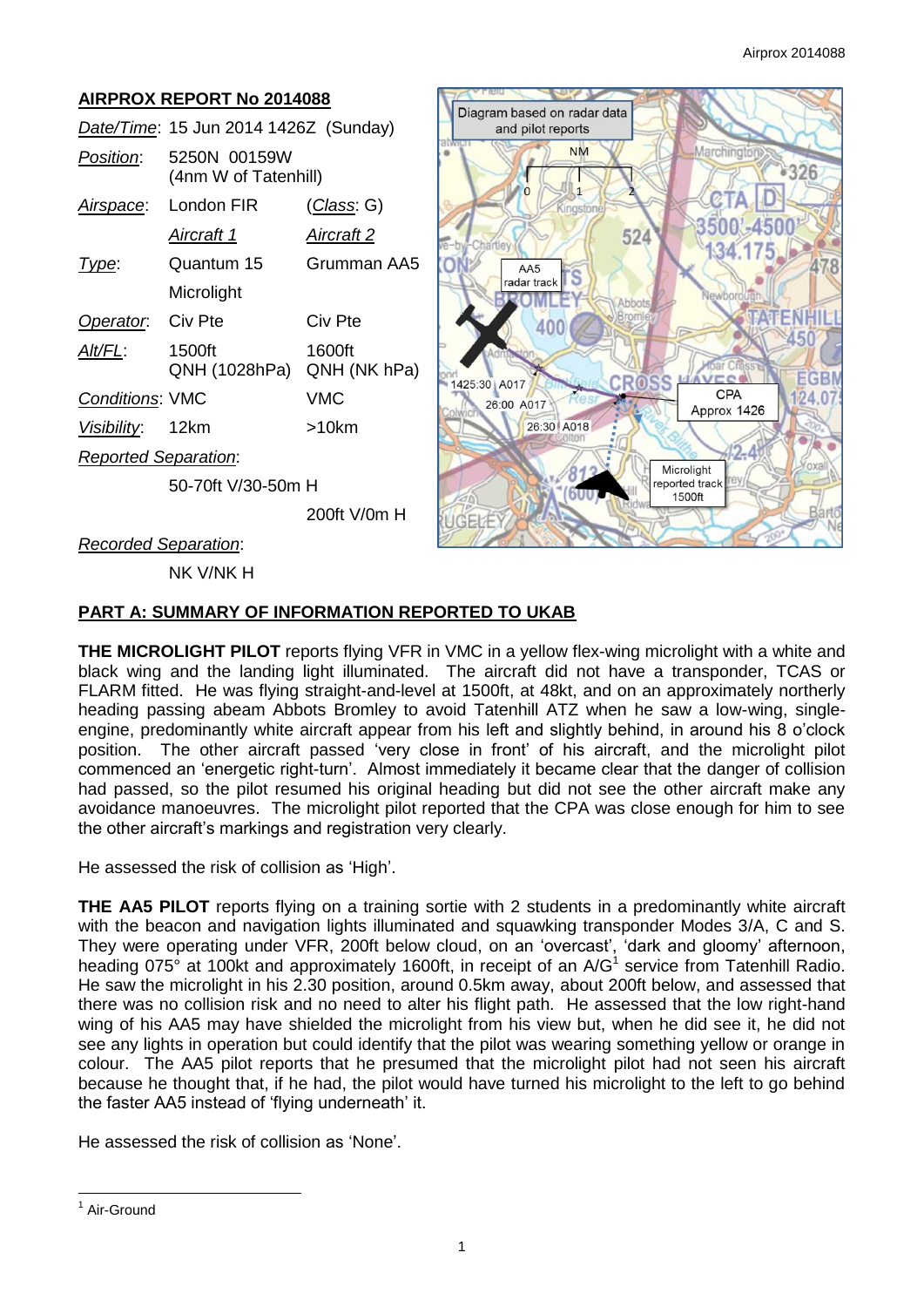# AIRPROX REPORT No 2014088

| | | |
|---|---|---|
| *Date/Time*: | 15 Jun 2014 1426Z (Sunday) | |
| *Position*: | 5250N 00159W (4nm W of Tatenhill) | |
| *Airspace*: | London FIR | (*Class*: G) |
| | *Aircraft 1* | *Aircraft 2* |
| *Type*: | Quantum 15 Microlight | Grumman AA5 |
| *Operator*: | Civ Pte | Civ Pte |
| *Alt/FL*: | 1500ft QNH (1028hPa) | 1600ft QNH (NK hPa) |
| *Conditions*: | VMC | VMC |
| *Visibility*: | 12km | >10km |
| *Reported Separation*: | | |
| | 50-70ft V/30-50m H | 200ft V/0m H |
| *Recorded Separation*: | | |
| | NK V/NK H | |

## PART A: SUMMARY OF INFORMATION REPORTED TO UKAB

**THE MICROLIGHT PILOT** reports flying VFR in VMC in a yellow flex-wing microlight with a white and black wing and the landing light illuminated. The aircraft did not have a transponder, TCAS or FLARM fitted. He was flying straight-and-level at 1500ft, at 48kt, and on an approximately northerly heading passing abeam Abbots Bromley to avoid Tatenhill ATZ when he saw a low-wing, single-engine, predominantly white aircraft appear from his left and slightly behind, in around his 8 o'clock position. The other aircraft passed 'very close in front' of his aircraft, and the microlight pilot commenced an 'energetic right-turn'. Almost immediately it became clear that the danger of collision had passed, so the pilot resumed his original heading but did not see the other aircraft make any avoidance manoeuvres. The microlight pilot reported that the CPA was close enough for him to see the other aircraft's markings and registration very clearly.

He assessed the risk of collision as 'High'.

**THE AA5 PILOT** reports flying on a training sortie with 2 students in a predominantly white aircraft with the beacon and navigation lights illuminated and squawking transponder Modes 3/A, C and S. They were operating under VFR, 200ft below cloud, on an 'overcast', 'dark and gloomy' afternoon, heading 075° at 100kt and approximately 1600ft, in receipt of an A/G[1] service from Tatenhill Radio. He saw the microlight in his 2.30 position, around 0.5km away, about 200ft below, and assessed that there was no collision risk and no need to alter his flight path. He assessed that the low right-hand wing of his AA5 may have shielded the microlight from his view but, when he did see it, he did not see any lights in operation but could identify that the pilot was wearing something yellow or orange in colour. The AA5 pilot reports that he presumed that the microlight pilot had not seen his aircraft because he thought that, if he had, the pilot would have turned his microlight to the left to go behind the faster AA5 instead of 'flying underneath' it.

He assessed the risk of collision as 'None'.

[1] Air-Ground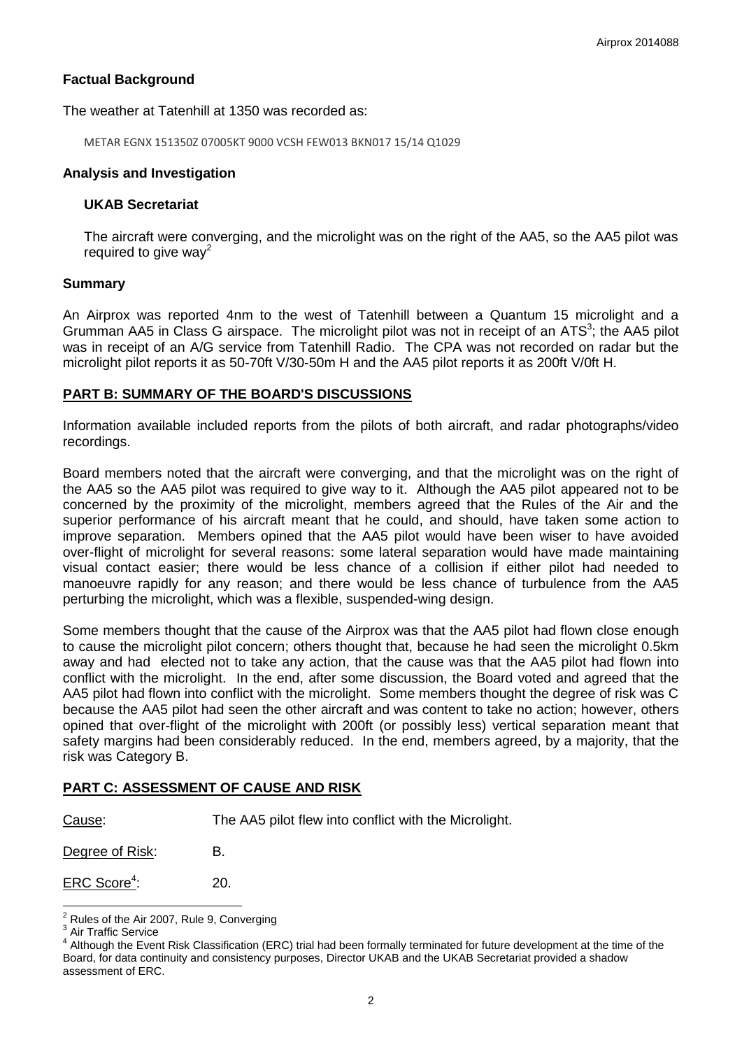### Factual Background

The weather at Tatenhill at 1350 was recorded as:

METAR EGNX 151350Z 07005KT 9000 VCSH FEW013 BKN017 15/14 Q1029

### Analysis and Investigation

#### UKAB Secretariat

The aircraft were converging, and the microlight was on the right of the AA5, so the AA5 pilot was required to give way[2]

### Summary

An Airprox was reported 4nm to the west of Tatenhill between a Quantum 15 microlight and a Grumman AA5 in Class G airspace. The microlight pilot was not in receipt of an ATS[3]; the AA5 pilot was in receipt of an A/G service from Tatenhill Radio. The CPA was not recorded on radar but the microlight pilot reports it as 50-70ft V/30-50m H and the AA5 pilot reports it as 200ft V/0ft H.

### PART B: SUMMARY OF THE BOARD'S DISCUSSIONS

Information available included reports from the pilots of both aircraft, and radar photographs/video recordings.

Board members noted that the aircraft were converging, and that the microlight was on the right of the AA5 so the AA5 pilot was required to give way to it. Although the AA5 pilot appeared not to be concerned by the proximity of the microlight, members agreed that the Rules of the Air and the superior performance of his aircraft meant that he could, and should, have taken some action to improve separation. Members opined that the AA5 pilot would have been wiser to have avoided over-flight of microlight for several reasons: some lateral separation would have made maintaining visual contact easier; there would be less chance of a collision if either pilot had needed to manoeuvre rapidly for any reason; and there would be less chance of turbulence from the AA5 perturbing the microlight, which was a flexible, suspended-wing design.

Some members thought that the cause of the Airprox was that the AA5 pilot had flown close enough to cause the microlight pilot concern; others thought that, because he had seen the microlight 0.5km away and had elected not to take any action, that the cause was that the AA5 pilot had flown into conflict with the microlight. In the end, after some discussion, the Board voted and agreed that the AA5 pilot had flown into conflict with the microlight. Some members thought the degree of risk was C because the AA5 pilot had seen the other aircraft and was content to take no action; however, others opined that over-flight of the microlight with 200ft (or possibly less) vertical separation meant that safety margins had been considerably reduced. In the end, members agreed, by a majority, that the risk was Category B.

### PART C: ASSESSMENT OF CAUSE AND RISK

Cause: The AA5 pilot flew into conflict with the Microlight.

Degree of Risk: B.

ERC Score[4]: 20.

---

[2] Rules of the Air 2007, Rule 9, Converging

[3] Air Traffic Service

[4] Although the Event Risk Classification (ERC) trial had been formally terminated for future development at the time of the Board, for data continuity and consistency purposes, Director UKAB and the UKAB Secretariat provided a shadow assessment of ERC.